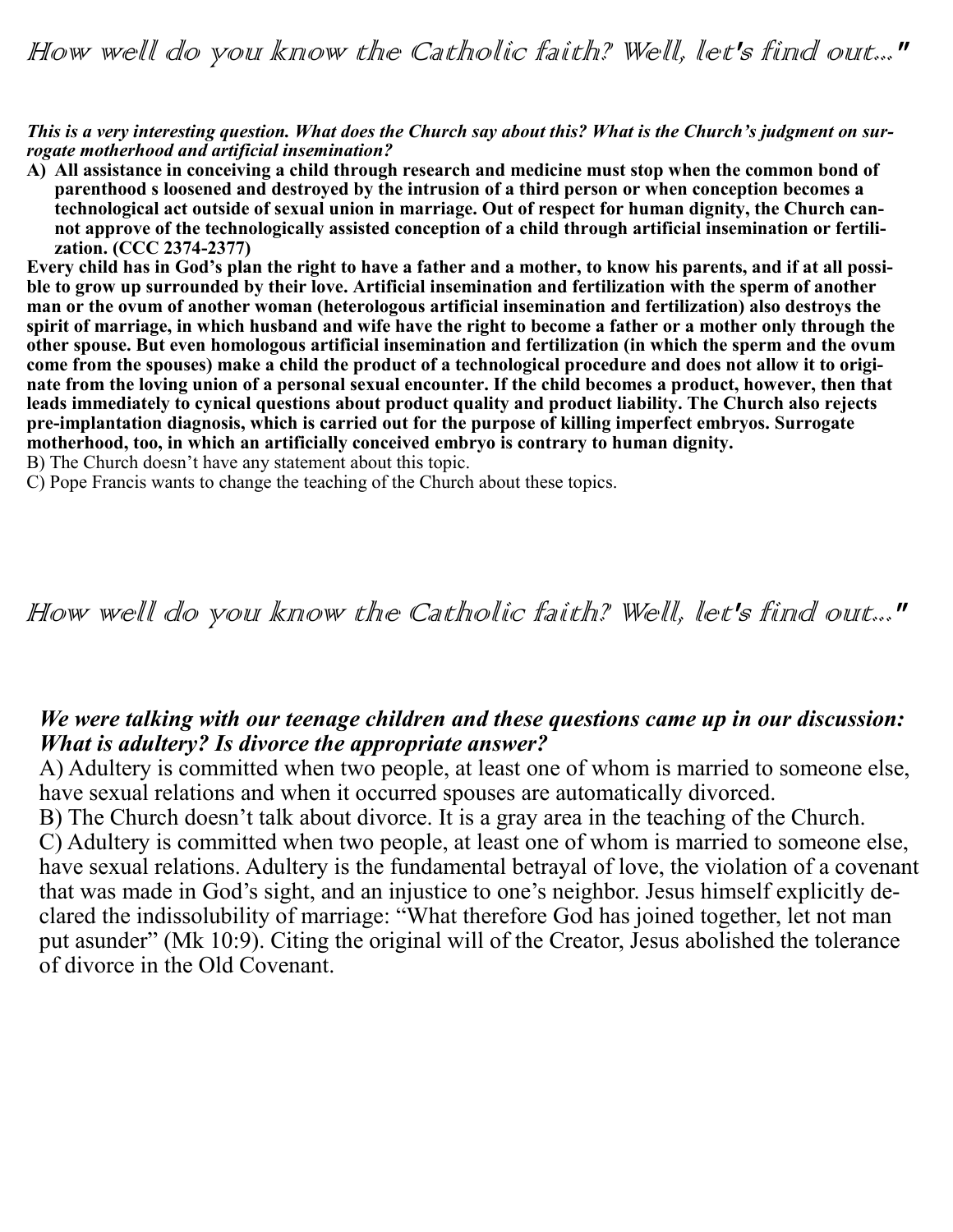# How well do you know the Catholic faith? Well, let's find out..."

***This is a very interesting question. What does the Church say about this? What is the Church's judgment on surrogate motherhood and artificial insemination?***

**A) All assistance in conceiving a child through research and medicine must stop when the common bond of parenthood s loosened and destroyed by the intrusion of a third person or when conception becomes a technological act outside of sexual union in marriage. Out of respect for human dignity, the Church cannot approve of the technologically assisted conception of a child through artificial insemination or fertilization. (CCC 2374-2377)**

**Every child has in God's plan the right to have a father and a mother, to know his parents, and if at all possible to grow up surrounded by their love. Artificial insemination and fertilization with the sperm of another man or the ovum of another woman (heterologous artificial insemination and fertilization) also destroys the spirit of marriage, in which husband and wife have the right to become a father or a mother only through the other spouse. But even homologous artificial insemination and fertilization (in which the sperm and the ovum come from the spouses) make a child the product of a technological procedure and does not allow it to originate from the loving union of a personal sexual encounter. If the child becomes a product, however, then that leads immediately to cynical questions about product quality and product liability. The Church also rejects pre-implantation diagnosis, which is carried out for the purpose of killing imperfect embryos. Surrogate motherhood, too, in which an artificially conceived embryo is contrary to human dignity.**

B) The Church doesn't have any statement about this topic.

C) Pope Francis wants to change the teaching of the Church about these topics.

# How well do you know the Catholic faith? Well, let's find out..."

***We were talking with our teenage children and these questions came up in our discussion: What is adultery? Is divorce the appropriate answer?***

A) Adultery is committed when two people, at least one of whom is married to someone else, have sexual relations and when it occurred spouses are automatically divorced.

B) The Church doesn't talk about divorce. It is a gray area in the teaching of the Church.

C) Adultery is committed when two people, at least one of whom is married to someone else, have sexual relations. Adultery is the fundamental betrayal of love, the violation of a covenant that was made in God's sight, and an injustice to one's neighbor. Jesus himself explicitly declared the indissolubility of marriage: "What therefore God has joined together, let not man put asunder" (Mk 10:9). Citing the original will of the Creator, Jesus abolished the tolerance of divorce in the Old Covenant.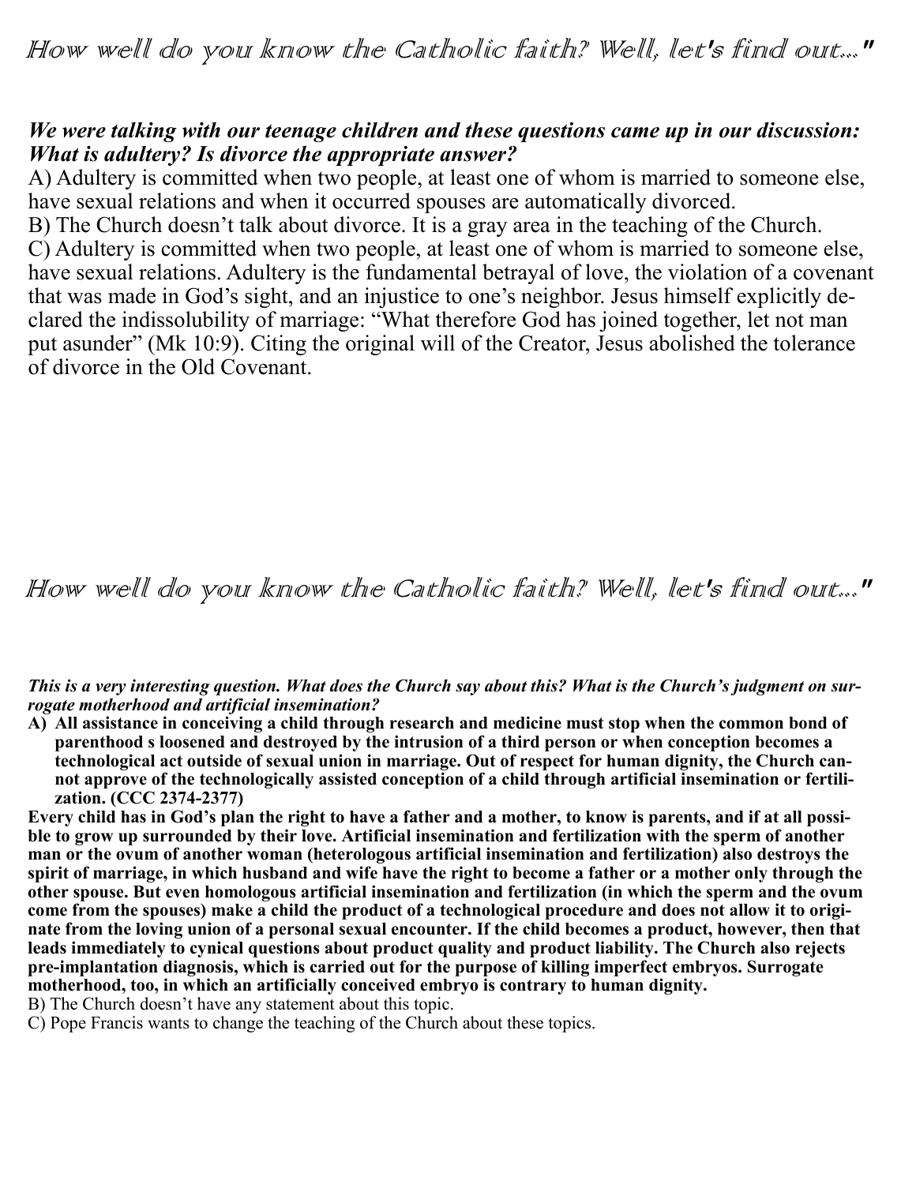# *How well do you know the Catholic faith? Well, let's find out..."*

***We were talking with our teenage children and these questions came up in our discussion: What is adultery? Is divorce the appropriate answer?***

A) Adultery is committed when two people, at least one of whom is married to someone else, have sexual relations and when it occurred spouses are automatically divorced.

B) The Church doesn't talk about divorce. It is a gray area in the teaching of the Church.

C) Adultery is committed when two people, at least one of whom is married to someone else, have sexual relations. Adultery is the fundamental betrayal of love, the violation of a covenant that was made in God's sight, and an injustice to one's neighbor. Jesus himself explicitly declared the indissolubility of marriage: "What therefore God has joined together, let not man put asunder" (Mk 10:9). Citing the original will of the Creator, Jesus abolished the tolerance of divorce in the Old Covenant.

# *How well do you know the Catholic faith? Well, let's find out..."*

***This is a very interesting question. What does the Church say about this? What is the Church's judgment on surrogate motherhood and artificial insemination?***

**A) All assistance in conceiving a child through research and medicine must stop when the common bond of parenthood s loosened and destroyed by the intrusion of a third person or when conception becomes a technological act outside of sexual union in marriage. Out of respect for human dignity, the Church cannot approve of the technologically assisted conception of a child through artificial insemination or fertilization. (CCC 2374-2377)**

**Every child has in God's plan the right to have a father and a mother, to know is parents, and if at all possible to grow up surrounded by their love. Artificial insemination and fertilization with the sperm of another man or the ovum of another woman (heterologous artificial insemination and fertilization) also destroys the spirit of marriage, in which husband and wife have the right to become a father or a mother only through the other spouse. But even homologous artificial insemination and fertilization (in which the sperm and the ovum come from the spouses) make a child the product of a technological procedure and does not allow it to originate from the loving union of a personal sexual encounter. If the child becomes a product, however, then that leads immediately to cynical questions about product quality and product liability. The Church also rejects pre-implantation diagnosis, which is carried out for the purpose of killing imperfect embryos. Surrogate motherhood, too, in which an artificially conceived embryo is contrary to human dignity.**

B) The Church doesn't have any statement about this topic.

C) Pope Francis wants to change the teaching of the Church about these topics.